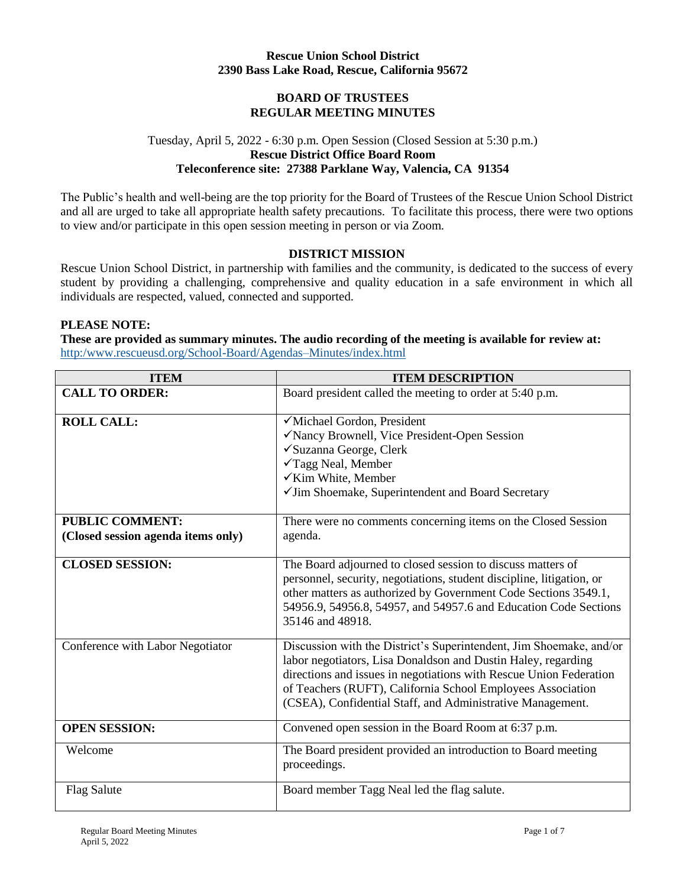**Rescue Union School District**
**2390 Bass Lake Road, Rescue, California 95672**

# BOARD OF TRUSTEES
# REGULAR MEETING MINUTES

Tuesday, April 5, 2022 - 6:30 p.m. Open Session (Closed Session at 5:30 p.m.)
**Rescue District Office Board Room**
**Teleconference site: 27388 Parklane Way, Valencia, CA 91354**

The Public's health and well-being are the top priority for the Board of Trustees of the Rescue Union School District and all are urged to take all appropriate health safety precautions. To facilitate this process, there were two options to view and/or participate in this open session meeting in person or via Zoom.

## DISTRICT MISSION

Rescue Union School District, in partnership with families and the community, is dedicated to the success of every student by providing a challenging, comprehensive and quality education in a safe environment in which all individuals are respected, valued, connected and supported.

**PLEASE NOTE:**
**These are provided as summary minutes. The audio recording of the meeting is available for review at:**
http:/www.rescueusd.org/School-Board/Agendas–Minutes/index.html

| ITEM | ITEM DESCRIPTION |
|---|---|
| **CALL TO ORDER:** | Board president called the meeting to order at 5:40 p.m. |
| **ROLL CALL:** | ✓Michael Gordon, President<br>✓Nancy Brownell, Vice President-Open Session<br>✓Suzanna George, Clerk<br>✓Tagg Neal, Member<br>✓Kim White, Member<br>✓Jim Shoemake, Superintendent and Board Secretary |
| **PUBLIC COMMENT:**<br>**(Closed session agenda items only)** | There were no comments concerning items on the Closed Session agenda. |
| **CLOSED SESSION:** | The Board adjourned to closed session to discuss matters of personnel, security, negotiations, student discipline, litigation, or other matters as authorized by Government Code Sections 3549.1, 54956.9, 54956.8, 54957, and 54957.6 and Education Code Sections 35146 and 48918. |
| Conference with Labor Negotiator | Discussion with the District's Superintendent, Jim Shoemake, and/or labor negotiators, Lisa Donaldson and Dustin Haley, regarding directions and issues in negotiations with Rescue Union Federation of Teachers (RUFT), California School Employees Association (CSEA), Confidential Staff, and Administrative Management. |
| **OPEN SESSION:** | Convened open session in the Board Room at 6:37 p.m. |
| Welcome | The Board president provided an introduction to Board meeting proceedings. |
| Flag Salute | Board member Tagg Neal led the flag salute. |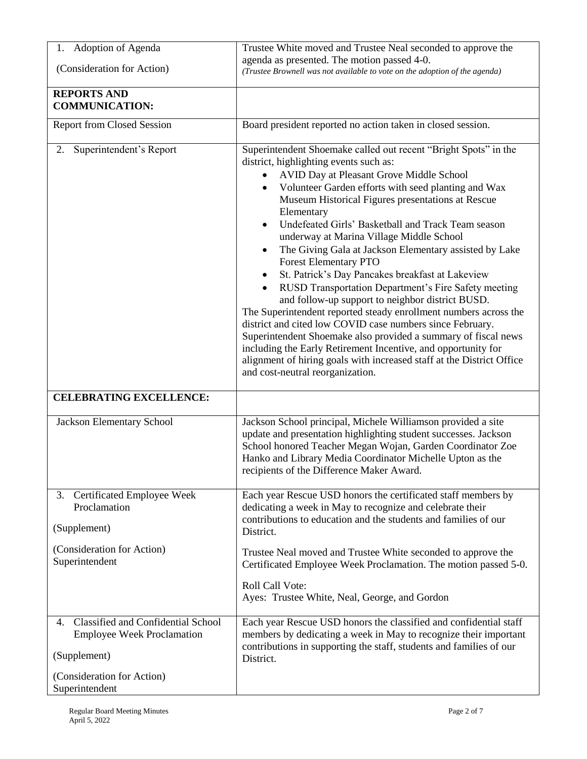| | |
|---|---|
| 1. Adoption of Agenda<br><br>(Consideration for Action) | Trustee White moved and Trustee Neal seconded to approve the agenda as presented. The motion passed 4-0.<br>*(Trustee Brownell was not available to vote on the adoption of the agenda)* |
| **REPORTS AND COMMUNICATION:** | |
| Report from Closed Session | Board president reported no action taken in closed session. |
| 2. Superintendent's Report | Superintendent Shoemake called out recent "Bright Spots" in the district, highlighting events such as:<br>• AVID Day at Pleasant Grove Middle School<br>• Volunteer Garden efforts with seed planting and Wax Museum Historical Figures presentations at Rescue Elementary<br>• Undefeated Girls' Basketball and Track Team season underway at Marina Village Middle School<br>• The Giving Gala at Jackson Elementary assisted by Lake Forest Elementary PTO<br>• St. Patrick's Day Pancakes breakfast at Lakeview<br>• RUSD Transportation Department's Fire Safety meeting and follow-up support to neighbor district BUSD.<br>The Superintendent reported steady enrollment numbers across the district and cited low COVID case numbers since February. Superintendent Shoemake also provided a summary of fiscal news including the Early Retirement Incentive, and opportunity for alignment of hiring goals with increased staff at the District Office and cost-neutral reorganization. |
| **CELEBRATING EXCELLENCE:** | |
| Jackson Elementary School | Jackson School principal, Michele Williamson provided a site update and presentation highlighting student successes. Jackson School honored Teacher Megan Wojan, Garden Coordinator Zoe Hanko and Library Media Coordinator Michelle Upton as the recipients of the Difference Maker Award. |
| 3. Certificated Employee Week Proclamation<br><br>(Supplement)<br><br>(Consideration for Action)<br>Superintendent | Each year Rescue USD honors the certificated staff members by dedicating a week in May to recognize and celebrate their contributions to education and the students and families of our District.<br><br>Trustee Neal moved and Trustee White seconded to approve the Certificated Employee Week Proclamation. The motion passed 5-0.<br><br>Roll Call Vote:<br>Ayes: Trustee White, Neal, George, and Gordon |
| 4. Classified and Confidential School Employee Week Proclamation<br><br>(Supplement)<br><br>(Consideration for Action)<br>Superintendent | Each year Rescue USD honors the classified and confidential staff members by dedicating a week in May to recognize their important contributions in supporting the staff, students and families of our District. |

Regular Board Meeting Minutes
April 5, 2022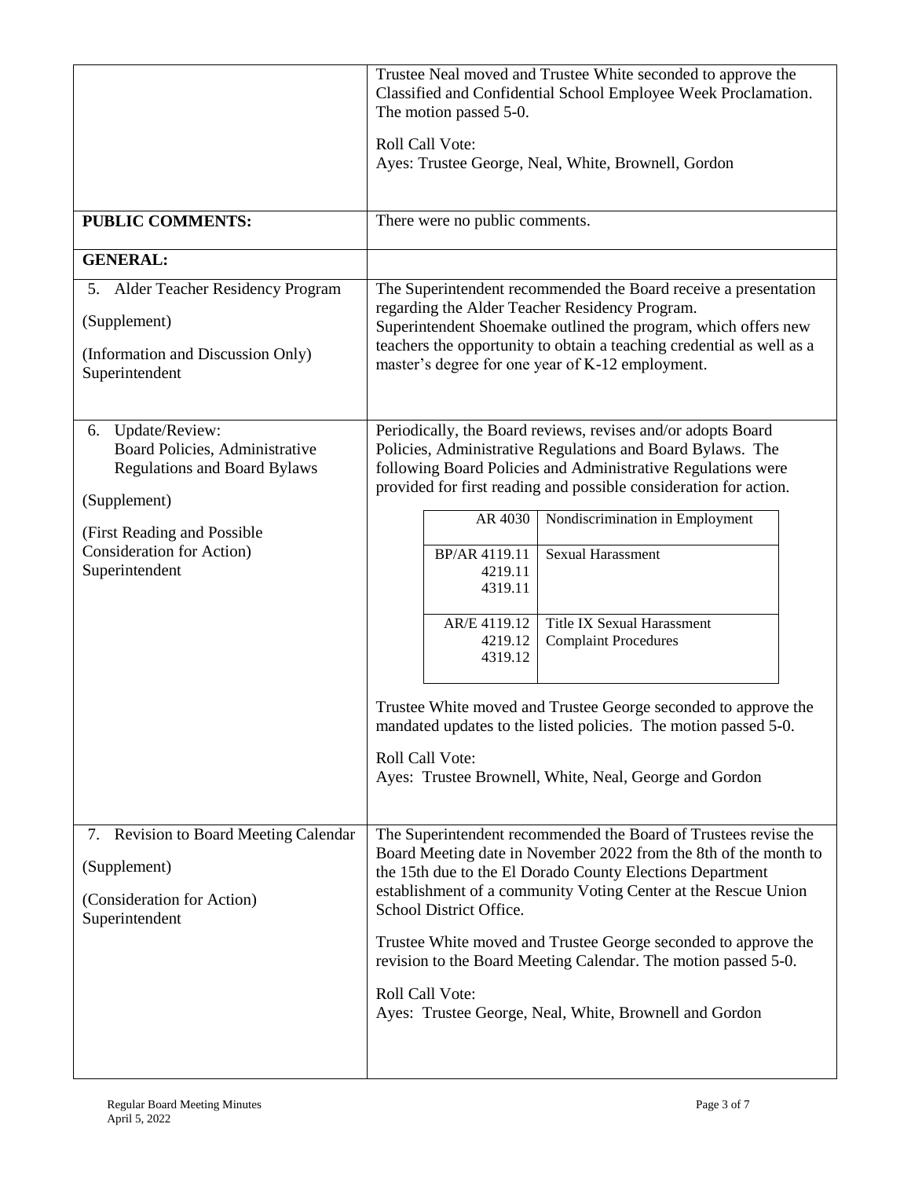| | |
|---|---|
| | Trustee Neal moved and Trustee White seconded to approve the Classified and Confidential School Employee Week Proclamation. The motion passed 5-0.<br><br>Roll Call Vote:<br>Ayes: Trustee George, Neal, White, Brownell, Gordon |
| **PUBLIC COMMENTS:** | There were no public comments. |
| **GENERAL:** | |
| 5. Alder Teacher Residency Program<br><br>(Supplement)<br><br>(Information and Discussion Only)<br>Superintendent | The Superintendent recommended the Board receive a presentation regarding the Alder Teacher Residency Program.<br>Superintendent Shoemake outlined the program, which offers new teachers the opportunity to obtain a teaching credential as well as a master's degree for one year of K-12 employment. |
| 6. Update/Review:<br>Board Policies, Administrative Regulations and Board Bylaws<br><br>(Supplement)<br><br>(First Reading and Possible Consideration for Action)<br>Superintendent | Periodically, the Board reviews, revises and/or adopts Board Policies, Administrative Regulations and Board Bylaws. The following Board Policies and Administrative Regulations were provided for first reading and possible consideration for action.<br><br>AR 4030 – Nondiscrimination in Employment<br>BP/AR 4119.11, 4219.11, 4319.11 – Sexual Harassment<br>AR/E 4119.12, 4219.12, 4319.12 – Title IX Sexual Harassment Complaint Procedures<br><br>Trustee White moved and Trustee George seconded to approve the mandated updates to the listed policies. The motion passed 5-0.<br><br>Roll Call Vote:<br>Ayes: Trustee Brownell, White, Neal, George and Gordon |
| 7. Revision to Board Meeting Calendar<br><br>(Supplement)<br><br>(Consideration for Action)<br>Superintendent | The Superintendent recommended the Board of Trustees revise the Board Meeting date in November 2022 from the 8th of the month to the 15th due to the El Dorado County Elections Department establishment of a community Voting Center at the Rescue Union School District Office.<br><br>Trustee White moved and Trustee George seconded to approve the revision to the Board Meeting Calendar. The motion passed 5-0.<br><br>Roll Call Vote:<br>Ayes: Trustee George, Neal, White, Brownell and Gordon |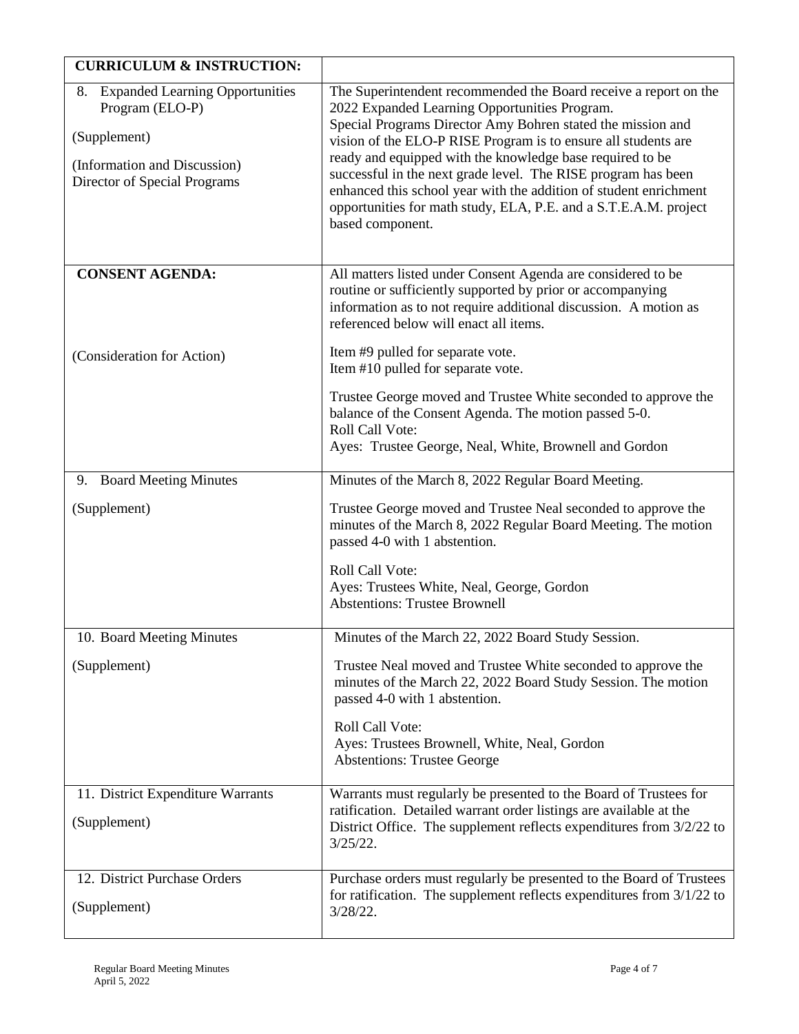| **CURRICULUM & INSTRUCTION:** | |
|---|---|
| 8. Expanded Learning Opportunities Program (ELO-P)<br><br>(Supplement)<br><br>(Information and Discussion)<br>Director of Special Programs | The Superintendent recommended the Board receive a report on the 2022 Expanded Learning Opportunities Program.<br>Special Programs Director Amy Bohren stated the mission and vision of the ELO-P RISE Program is to ensure all students are ready and equipped with the knowledge base required to be successful in the next grade level. The RISE program has been enhanced this school year with the addition of student enrichment opportunities for math study, ELA, P.E. and a S.T.E.A.M. project based component. |
| **CONSENT AGENDA:**<br><br>(Consideration for Action) | All matters listed under Consent Agenda are considered to be routine or sufficiently supported by prior or accompanying information as to not require additional discussion. A motion as referenced below will enact all items.<br><br>Item #9 pulled for separate vote.<br>Item #10 pulled for separate vote.<br><br>Trustee George moved and Trustee White seconded to approve the balance of the Consent Agenda. The motion passed 5-0.<br>Roll Call Vote:<br>Ayes: Trustee George, Neal, White, Brownell and Gordon |
| 9. Board Meeting Minutes<br><br>(Supplement) | Minutes of the March 8, 2022 Regular Board Meeting.<br><br>Trustee George moved and Trustee Neal seconded to approve the minutes of the March 8, 2022 Regular Board Meeting. The motion passed 4-0 with 1 abstention.<br><br>Roll Call Vote:<br>Ayes: Trustees White, Neal, George, Gordon<br>Abstentions: Trustee Brownell |
| 10. Board Meeting Minutes<br><br>(Supplement) | Minutes of the March 22, 2022 Board Study Session.<br><br>Trustee Neal moved and Trustee White seconded to approve the minutes of the March 22, 2022 Board Study Session. The motion passed 4-0 with 1 abstention.<br><br>Roll Call Vote:<br>Ayes: Trustees Brownell, White, Neal, Gordon<br>Abstentions: Trustee George |
| 11. District Expenditure Warrants<br><br>(Supplement) | Warrants must regularly be presented to the Board of Trustees for ratification. Detailed warrant order listings are available at the District Office. The supplement reflects expenditures from 3/2/22 to 3/25/22. |
| 12. District Purchase Orders<br><br>(Supplement) | Purchase orders must regularly be presented to the Board of Trustees for ratification. The supplement reflects expenditures from 3/1/22 to 3/28/22. |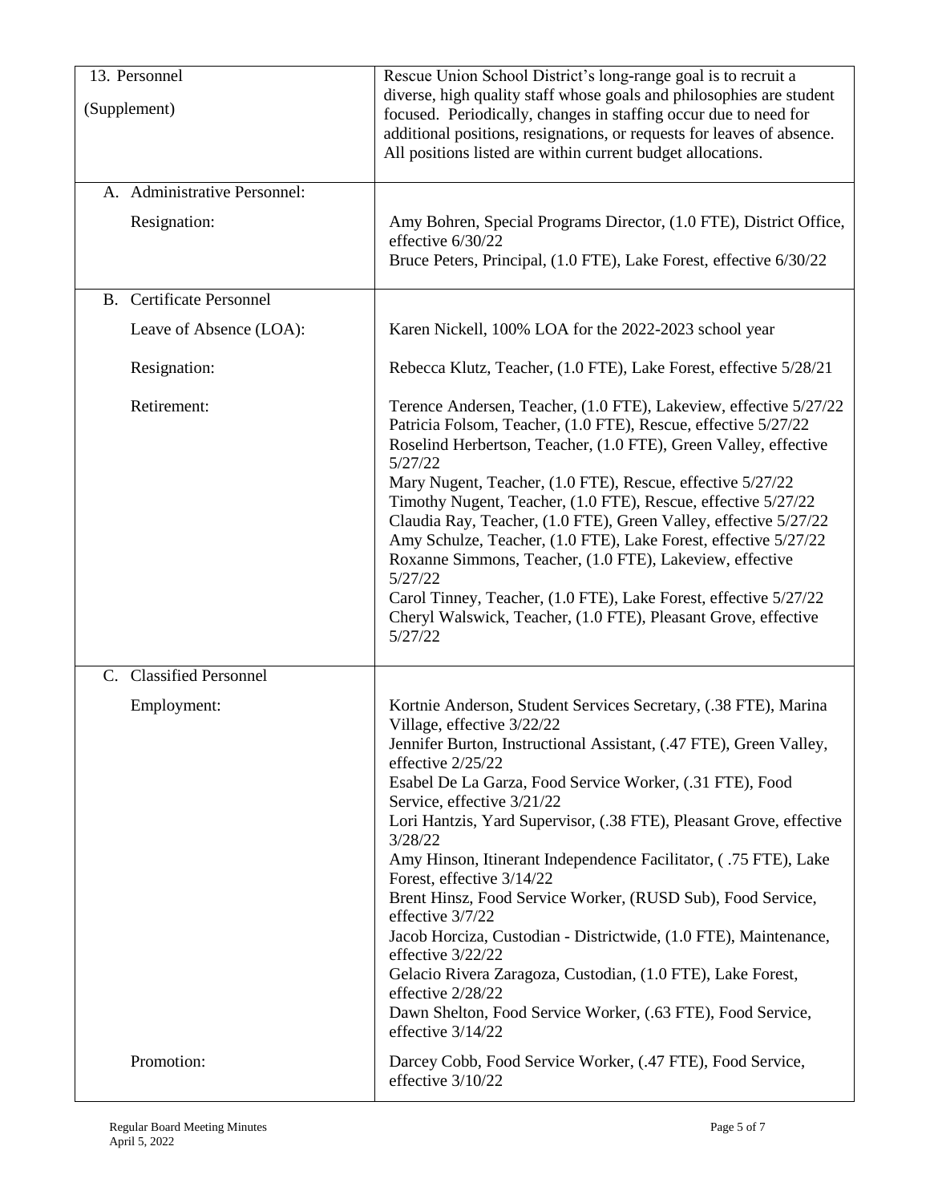| 13. Personnel<br><br>(Supplement) | Rescue Union School District's long-range goal is to recruit a diverse, high quality staff whose goals and philosophies are student focused. Periodically, changes in staffing occur due to need for additional positions, resignations, or requests for leaves of absence. All positions listed are within current budget allocations. |
|---|---|
| A. Administrative Personnel:<br><br>Resignation: | <br><br>Amy Bohren, Special Programs Director, (1.0 FTE), District Office, effective 6/30/22<br>Bruce Peters, Principal, (1.0 FTE), Lake Forest, effective 6/30/22 |
| B. Certificate Personnel<br><br>Leave of Absence (LOA):<br><br>Resignation:<br><br>Retirement: | <br><br>Karen Nickell, 100% LOA for the 2022-2023 school year<br><br>Rebecca Klutz, Teacher, (1.0 FTE), Lake Forest, effective 5/28/21<br><br>Terence Andersen, Teacher, (1.0 FTE), Lakeview, effective 5/27/22<br>Patricia Folsom, Teacher, (1.0 FTE), Rescue, effective 5/27/22<br>Roselind Herbertson, Teacher, (1.0 FTE), Green Valley, effective 5/27/22<br>Mary Nugent, Teacher, (1.0 FTE), Rescue, effective 5/27/22<br>Timothy Nugent, Teacher, (1.0 FTE), Rescue, effective 5/27/22<br>Claudia Ray, Teacher, (1.0 FTE), Green Valley, effective 5/27/22<br>Amy Schulze, Teacher, (1.0 FTE), Lake Forest, effective 5/27/22<br>Roxanne Simmons, Teacher, (1.0 FTE), Lakeview, effective 5/27/22<br>Carol Tinney, Teacher, (1.0 FTE), Lake Forest, effective 5/27/22<br>Cheryl Walswick, Teacher, (1.0 FTE), Pleasant Grove, effective 5/27/22 |
| C. Classified Personnel<br><br>Employment:<br><br><br><br><br><br><br><br><br><br><br><br><br><br><br><br><br><br>Promotion: | <br><br>Kortnie Anderson, Student Services Secretary, (.38 FTE), Marina Village, effective 3/22/22<br>Jennifer Burton, Instructional Assistant, (.47 FTE), Green Valley, effective 2/25/22<br>Esabel De La Garza, Food Service Worker, (.31 FTE), Food Service, effective 3/21/22<br>Lori Hantzis, Yard Supervisor, (.38 FTE), Pleasant Grove, effective 3/28/22<br>Amy Hinson, Itinerant Independence Facilitator, ( .75 FTE), Lake Forest, effective 3/14/22<br>Brent Hinsz, Food Service Worker, (RUSD Sub), Food Service, effective 3/7/22<br>Jacob Horciza, Custodian - Districtwide, (1.0 FTE), Maintenance, effective 3/22/22<br>Gelacio Rivera Zaragoza, Custodian, (1.0 FTE), Lake Forest, effective 2/28/22<br>Dawn Shelton, Food Service Worker, (.63 FTE), Food Service, effective 3/14/22<br><br>Darcey Cobb, Food Service Worker, (.47 FTE), Food Service, effective 3/10/22 |

Regular Board Meeting Minutes
April 5, 2022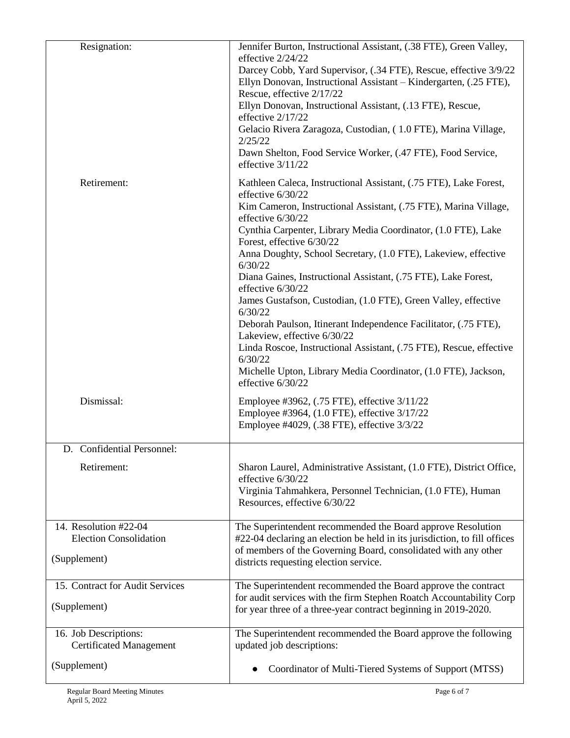| | |
|---|---|
| Resignation: | Jennifer Burton, Instructional Assistant, (.38 FTE), Green Valley, effective 2/24/22<br>Darcey Cobb, Yard Supervisor, (.34 FTE), Rescue, effective 3/9/22<br>Ellyn Donovan, Instructional Assistant – Kindergarten, (.25 FTE), Rescue, effective 2/17/22<br>Ellyn Donovan, Instructional Assistant, (.13 FTE), Rescue, effective 2/17/22<br>Gelacio Rivera Zaragoza, Custodian, ( 1.0 FTE), Marina Village, 2/25/22<br>Dawn Shelton, Food Service Worker, (.47 FTE), Food Service, effective 3/11/22 |
| Retirement: | Kathleen Caleca, Instructional Assistant, (.75 FTE), Lake Forest, effective 6/30/22<br>Kim Cameron, Instructional Assistant, (.75 FTE), Marina Village, effective 6/30/22<br>Cynthia Carpenter, Library Media Coordinator, (1.0 FTE), Lake Forest, effective 6/30/22<br>Anna Doughty, School Secretary, (1.0 FTE), Lakeview, effective 6/30/22<br>Diana Gaines, Instructional Assistant, (.75 FTE), Lake Forest, effective 6/30/22<br>James Gustafson, Custodian, (1.0 FTE), Green Valley, effective 6/30/22<br>Deborah Paulson, Itinerant Independence Facilitator, (.75 FTE), Lakeview, effective 6/30/22<br>Linda Roscoe, Instructional Assistant, (.75 FTE), Rescue, effective 6/30/22<br>Michelle Upton, Library Media Coordinator, (1.0 FTE), Jackson, effective 6/30/22 |
| Dismissal: | Employee #3962, (.75 FTE), effective 3/11/22<br>Employee #3964, (1.0 FTE), effective 3/17/22<br>Employee #4029, (.38 FTE), effective 3/3/22 |
| D. Confidential Personnel:<br><br>Retirement: | <br><br>Sharon Laurel, Administrative Assistant, (1.0 FTE), District Office, effective 6/30/22<br>Virginia Tahmahkera, Personnel Technician, (1.0 FTE), Human Resources, effective 6/30/22 |
| 14. Resolution #22-04<br>Election Consolidation<br><br>(Supplement) | The Superintendent recommended the Board approve Resolution #22-04 declaring an election be held in its jurisdiction, to fill offices of members of the Governing Board, consolidated with any other districts requesting election service. |
| 15. Contract for Audit Services<br><br>(Supplement) | The Superintendent recommended the Board approve the contract for audit services with the firm Stephen Roatch Accountability Corp for year three of a three-year contract beginning in 2019-2020. |
| 16. Job Descriptions:<br>Certificated Management<br><br>(Supplement) | The Superintendent recommended the Board approve the following updated job descriptions:<br><br>● Coordinator of Multi-Tiered Systems of Support (MTSS) |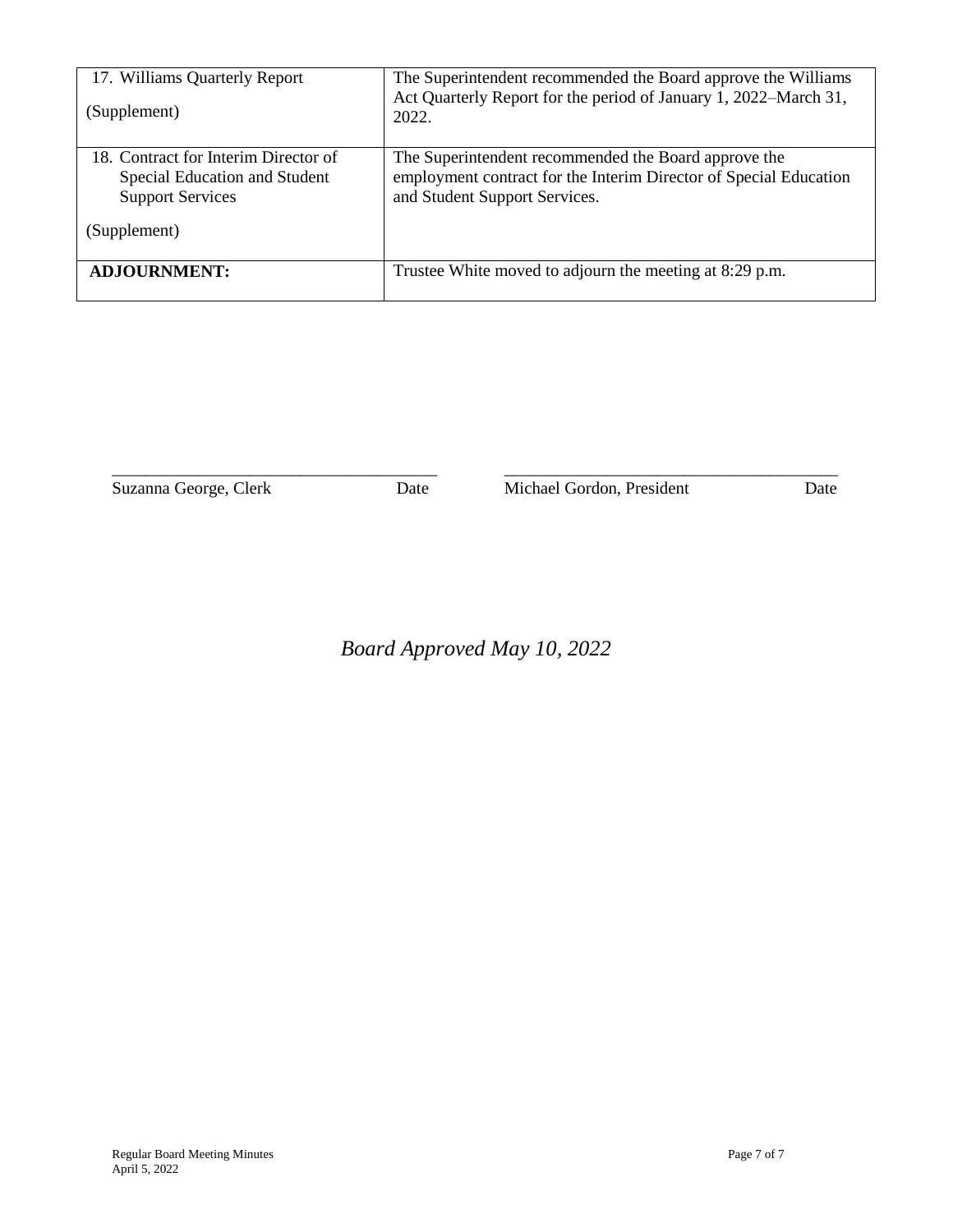| | |
|---|---|
| 17. Williams Quarterly Report<br><br>(Supplement) | The Superintendent recommended the Board approve the Williams Act Quarterly Report for the period of January 1, 2022–March 31, 2022. |
| 18. Contract for Interim Director of Special Education and Student Support Services<br><br>(Supplement) | The Superintendent recommended the Board approve the employment contract for the Interim Director of Special Education and Student Support Services. |
| **ADJOURNMENT:** | Trustee White moved to adjourn the meeting at 8:29 p.m. |

_______________________________________ 
Suzanna George, Clerk Date

_______________________________________ 
Michael Gordon, President Date

*Board Approved May 10, 2022*